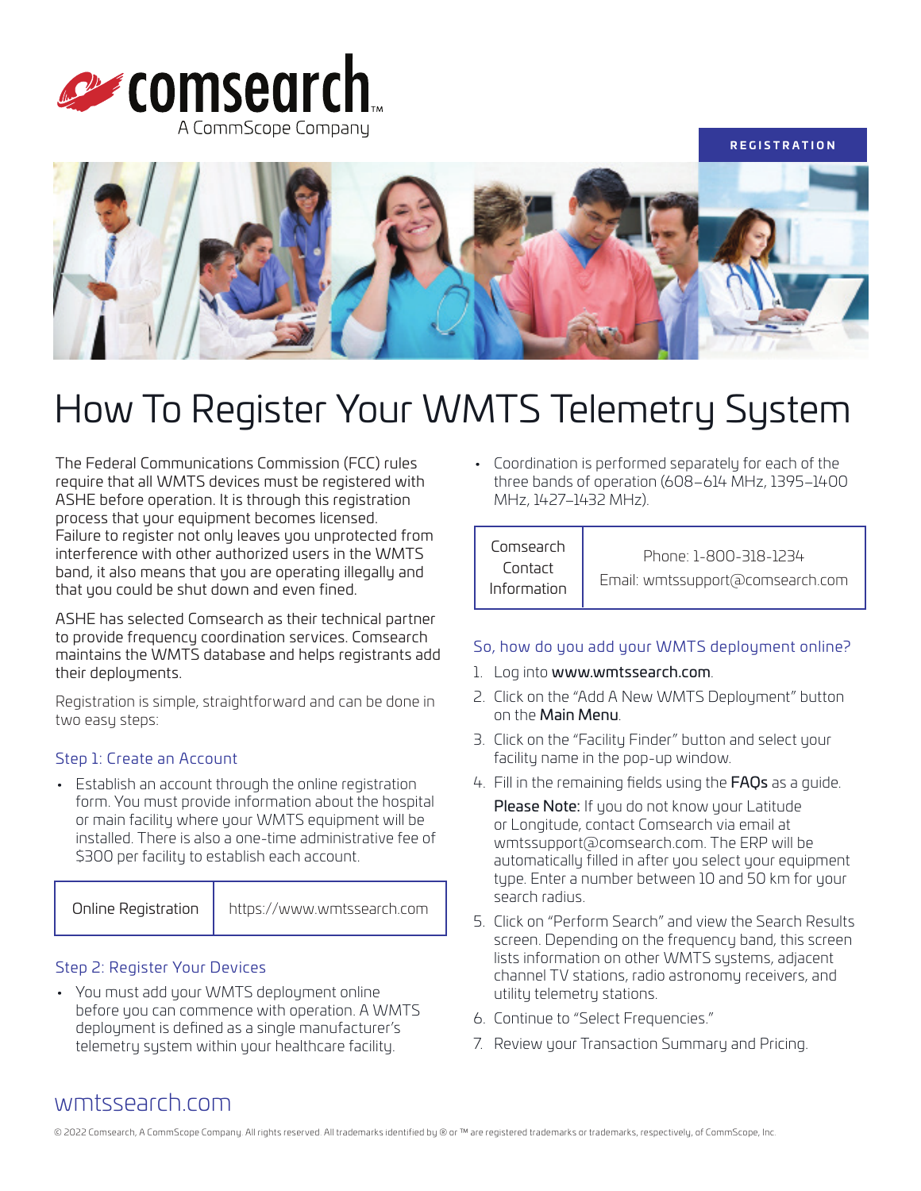comsearch
A CommScope Company

REGISTRATION

# How To Register Your WMTS Telemetry System

The Federal Communications Commission (FCC) rules require that all WMTS devices must be registered with ASHE before operation. It is through this registration process that your equipment becomes licensed. Failure to register not only leaves you unprotected from interference with other authorized users in the WMTS band, it also means that you are operating illegally and that you could be shut down and even fined.

ASHE has selected Comsearch as their technical partner to provide frequency coordination services. Comsearch maintains the WMTS database and helps registrants add their deployments.

Registration is simple, straightforward and can be done in two easy steps:

## Step 1: Create an Account

- Establish an account through the online registration form. You must provide information about the hospital or main facility where your WMTS equipment will be installed. There is also a one-time administrative fee of $300 per facility to establish each account.

| Online Registration | https://www.wmtssearch.com |
|---|---|

## Step 2: Register Your Devices

- You must add your WMTS deployment online before you can commence with operation. A WMTS deployment is defined as a single manufacturer's telemetry system within your healthcare facility.
- Coordination is performed separately for each of the three bands of operation (608–614 MHz, 1395–1400 MHz, 1427–1432 MHz).

| Comsearch Contact Information | Phone: 1-800-318-1234<br>Email: wmtssupport@comsearch.com |
|---|---|

## So, how do you add your WMTS deployment online?

1. Log into **www.wmtssearch.com**.
2. Click on the "Add A New WMTS Deployment" button on the **Main Menu**.
3. Click on the "Facility Finder" button and select your facility name in the pop-up window.
4. Fill in the remaining fields using the **FAQs** as a guide.

   **Please Note:** If you do not know your Latitude or Longitude, contact Comsearch via email at wmtssupport@comsearch.com. The ERP will be automatically filled in after you select your equipment type. Enter a number between 10 and 50 km for your search radius.
5. Click on "Perform Search" and view the Search Results screen. Depending on the frequency band, this screen lists information on other WMTS systems, adjacent channel TV stations, radio astronomy receivers, and utility telemetry stations.
6. Continue to "Select Frequencies."
7. Review your Transaction Summary and Pricing.

wmtssearch.com

© 2022 Comsearch, A CommScope Company. All rights reserved. All trademarks identified by ® or ™ are registered trademarks or trademarks, respectively, of CommScope, Inc.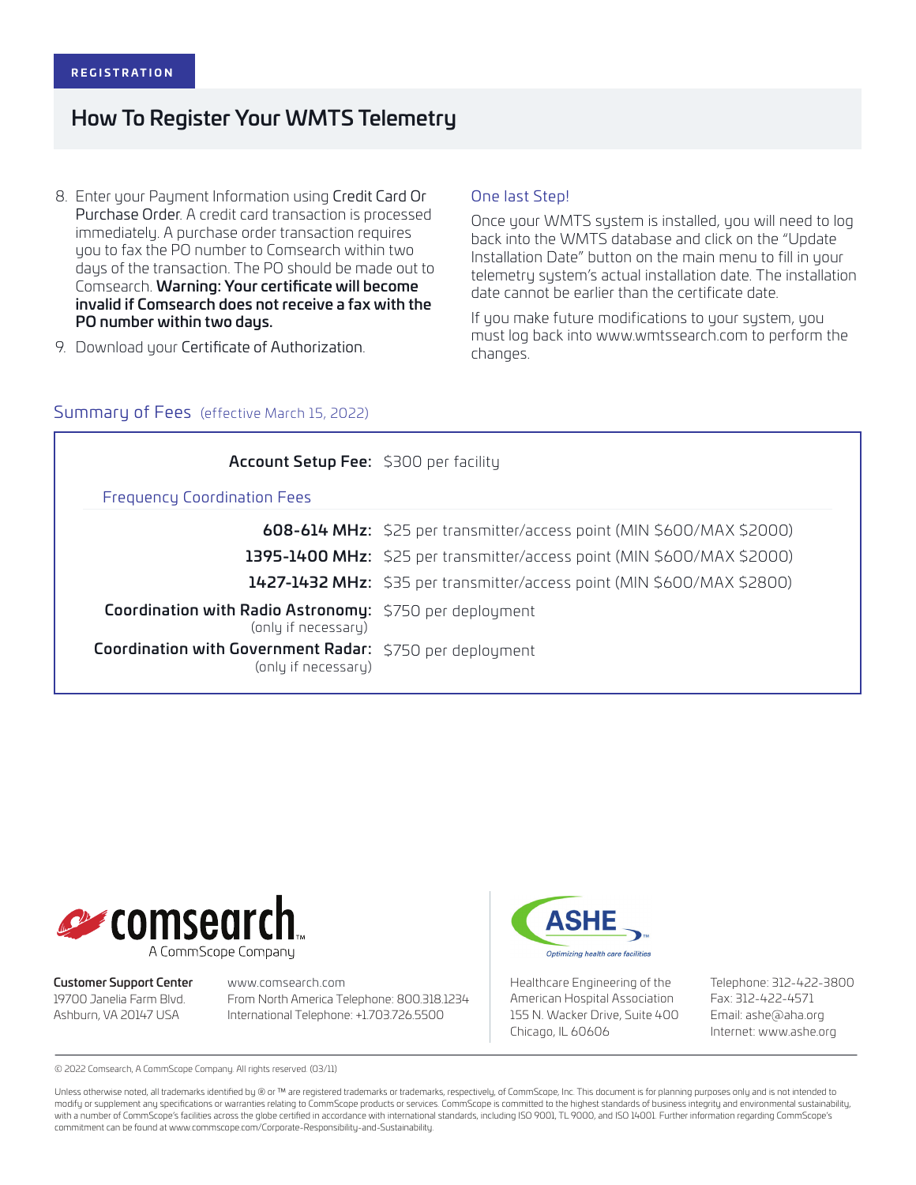REGISTRATION

## How To Register Your WMTS Telemetry

8. Enter your Payment Information using Credit Card Or Purchase Order. A credit card transaction is processed immediately. A purchase order transaction requires you to fax the PO number to Comsearch within two days of the transaction. The PO should be made out to Comsearch. **Warning: Your certificate will become invalid if Comsearch does not receive a fax with the PO number within two days.**
9. Download your Certificate of Authorization.

### One last Step!

Once your WMTS system is installed, you will need to log back into the WMTS database and click on the "Update Installation Date" button on the main menu to fill in your telemetry system's actual installation date. The installation date cannot be earlier than the certificate date.

If you make future modifications to your system, you must log back into www.wmtssearch.com to perform the changes.

### Summary of Fees (effective March 15, 2022)

| | |
|---|---|
| **Account Setup Fee:** | $300 per facility |
| Frequency Coordination Fees | |
| **608-614 MHz:** | $25 per transmitter/access point (MIN $600/MAX $2000) |
| **1395-1400 MHz:** | $25 per transmitter/access point (MIN $600/MAX $2000) |
| **1427-1432 MHz:** | $35 per transmitter/access point (MIN $600/MAX $2800) |
| **Coordination with Radio Astronomy:** (only if necessary) | $750 per deployment |
| **Coordination with Government Radar:** (only if necessary) | $750 per deployment |

comsearch
A CommScope Company

**Customer Support Center**
19700 Janelia Farm Blvd.
Ashburn, VA 20147 USA

www.comsearch.com
From North America Telephone: 800.318.1234
International Telephone: +1.703.726.5500

ASHE
Optimizing health care facilities

Healthcare Engineering of the American Hospital Association
155 N. Wacker Drive, Suite 400
Chicago, IL 60606

Telephone: 312-422-3800
Fax: 312-422-4571
Email: ashe@aha.org
Internet: www.ashe.org

© 2022 Comsearch, A CommScope Company. All rights reserved. (03/11)

Unless otherwise noted, all trademarks identified by ® or ™ are registered trademarks or trademarks, respectively, of CommScope, Inc. This document is for planning purposes only and is not intended to modify or supplement any specifications or warranties relating to CommScope products or services. CommScope is committed to the highest standards of business integrity and environmental sustainability, with a number of CommScope's facilities across the globe certified in accordance with international standards, including ISO 9001, TL 9000, and ISO 14001. Further information regarding CommScope's commitment can be found at www.commscope.com/Corporate-Responsibility-and-Sustainability.